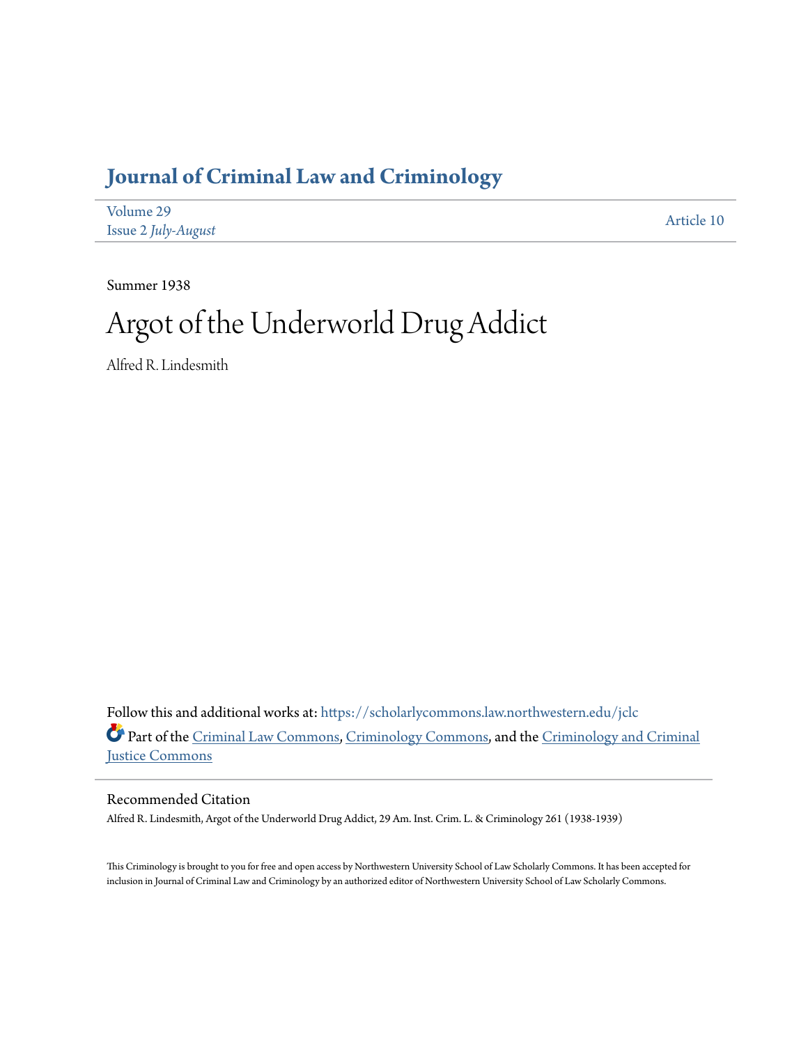# Journal of Criminal Law and Criminology

Volume 29
Issue 2 *July-August*

Article 10

Summer 1938

# Argot of the Underworld Drug Addict

Alfred R. Lindesmith

Follow this and additional works at: https://scholarlycommons.law.northwestern.edu/jclc

Part of the Criminal Law Commons, Criminology Commons, and the Criminology and Criminal Justice Commons

## Recommended Citation

Alfred R. Lindesmith, Argot of the Underworld Drug Addict, 29 Am. Inst. Crim. L. & Criminology 261 (1938-1939)

This Criminology is brought to you for free and open access by Northwestern University School of Law Scholarly Commons. It has been accepted for inclusion in Journal of Criminal Law and Criminology by an authorized editor of Northwestern University School of Law Scholarly Commons.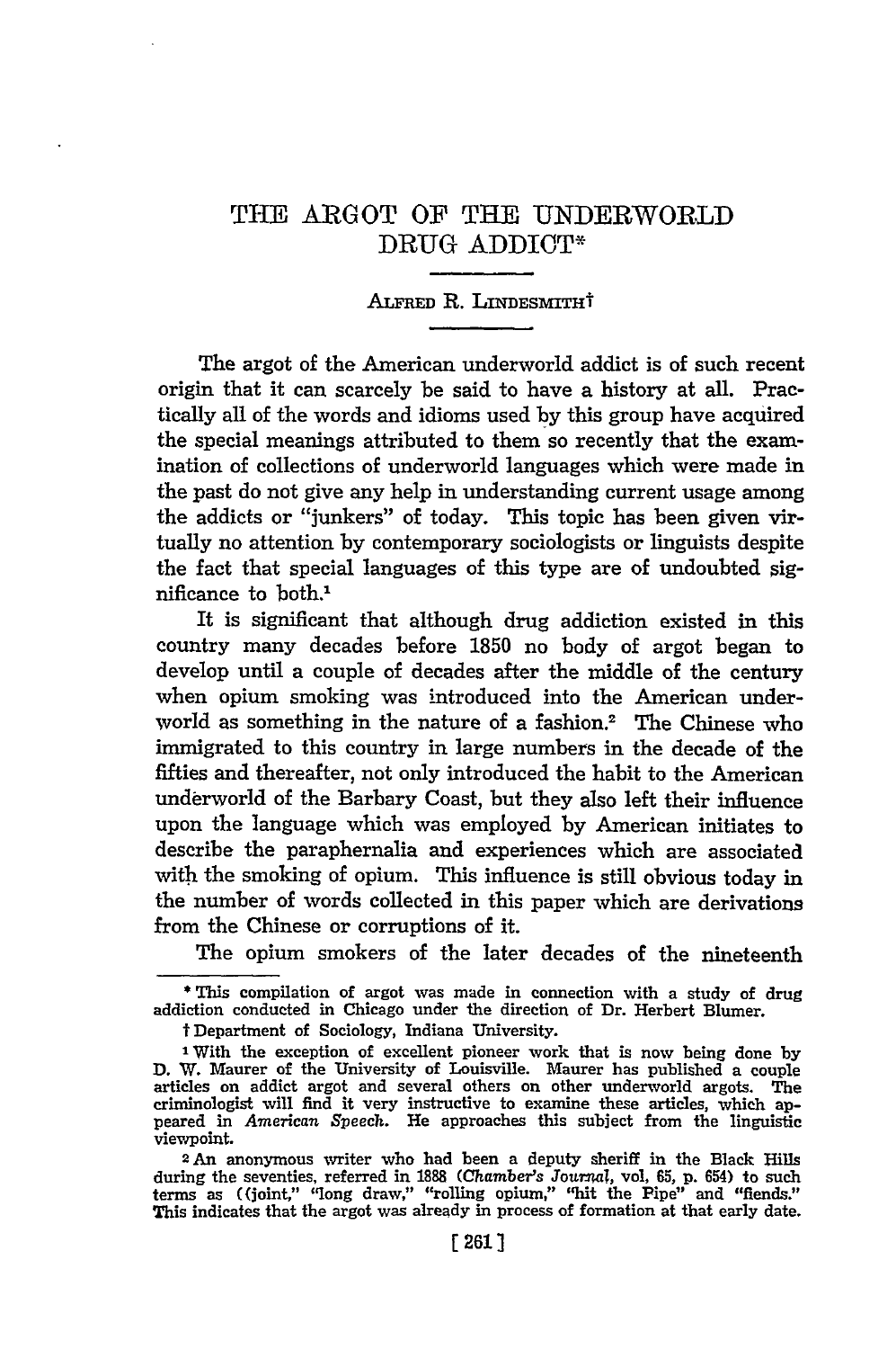# THE ARGOT OF THE UNDERWORLD DRUG ADDICT*

ALFRED R. LINDESMITH†

The argot of the American underworld addict is of such recent origin that it can scarcely be said to have a history at all. Practically all of the words and idioms used by this group have acquired the special meanings attributed to them so recently that the examination of collections of underworld languages which were made in the past do not give any help in understanding current usage among the addicts or "junkers" of today. This topic has been given virtually no attention by contemporary sociologists or linguists despite the fact that special languages of this type are of undoubted significance to both.[1]

It is significant that although drug addiction existed in this country many decades before 1850 no body of argot began to develop until a couple of decades after the middle of the century when opium smoking was introduced into the American underworld as something in the nature of a fashion.[2] The Chinese who immigrated to this country in large numbers in the decade of the fifties and thereafter, not only introduced the habit to the American underworld of the Barbary Coast, but they also left their influence upon the language which was employed by American initiates to describe the paraphernalia and experiences which are associated with the smoking of opium. This influence is still obvious today in the number of words collected in this paper which are derivations from the Chinese or corruptions of it.

The opium smokers of the later decades of the nineteenth

---

\* This compilation of argot was made in connection with a study of drug addiction conducted in Chicago under the direction of Dr. Herbert Blumer.

† Department of Sociology, Indiana University.

[1] With the exception of excellent pioneer work that is now being done by D. W. Maurer of the University of Louisville. Maurer has published a couple articles on addict argot and several others on other underworld argots. The criminologist will find it very instructive to examine these articles, which appeared in *American Speech*. He approaches this subject from the linguistic viewpoint.

[2] An anonymous writer who had been a deputy sheriff in the Black Hills during the seventies, referred in 1888 (*Chamber's Journal*, vol. 65, p. 654) to such terms as ((joint," "long draw," "rolling opium," "hit the Pipe" and "fiends." This indicates that the argot was already in process of formation at that early date.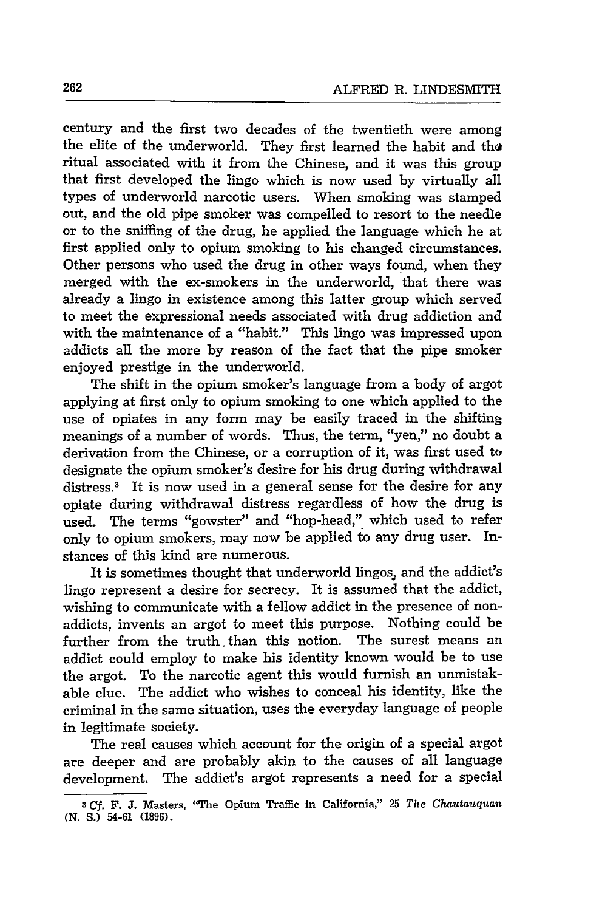century and the first two decades of the twentieth were among the elite of the underworld. They first learned the habit and the ritual associated with it from the Chinese, and it was this group that first developed the lingo which is now used by virtually all types of underworld narcotic users. When smoking was stamped out, and the old pipe smoker was compelled to resort to the needle or to the sniffing of the drug, he applied the language which he at first applied only to opium smoking to his changed circumstances. Other persons who used the drug in other ways found, when they merged with the ex-smokers in the underworld, that there was already a lingo in existence among this latter group which served to meet the expressional needs associated with drug addiction and with the maintenance of a "habit." This lingo was impressed upon addicts all the more by reason of the fact that the pipe smoker enjoyed prestige in the underworld.

The shift in the opium smoker's language from a body of argot applying at first only to opium smoking to one which applied to the use of opiates in any form may be easily traced in the shifting meanings of a number of words. Thus, the term, "yen," no doubt a derivation from the Chinese, or a corruption of it, was first used to designate the opium smoker's desire for his drug during withdrawal distress.[3] It is now used in a general sense for the desire for any opiate during withdrawal distress regardless of how the drug is used. The terms "gowster" and "hop-head," which used to refer only to opium smokers, may now be applied to any drug user. Instances of this kind are numerous.

It is sometimes thought that underworld lingos, and the addict's lingo represent a desire for secrecy. It is assumed that the addict, wishing to communicate with a fellow addict in the presence of non-addicts, invents an argot to meet this purpose. Nothing could be further from the truth than this notion. The surest means an addict could employ to make his identity known would be to use the argot. To the narcotic agent this would furnish an unmistakable clue. The addict who wishes to conceal his identity, like the criminal in the same situation, uses the everyday language of people in legitimate society.

The real causes which account for the origin of a special argot are deeper and are probably akin to the causes of all language development. The addict's argot represents a need for a special

[3] *Cf.* F. J. Masters, "The Opium Traffic in California," 25 *The Chautauquan* (N. S.) 54-61 (1896).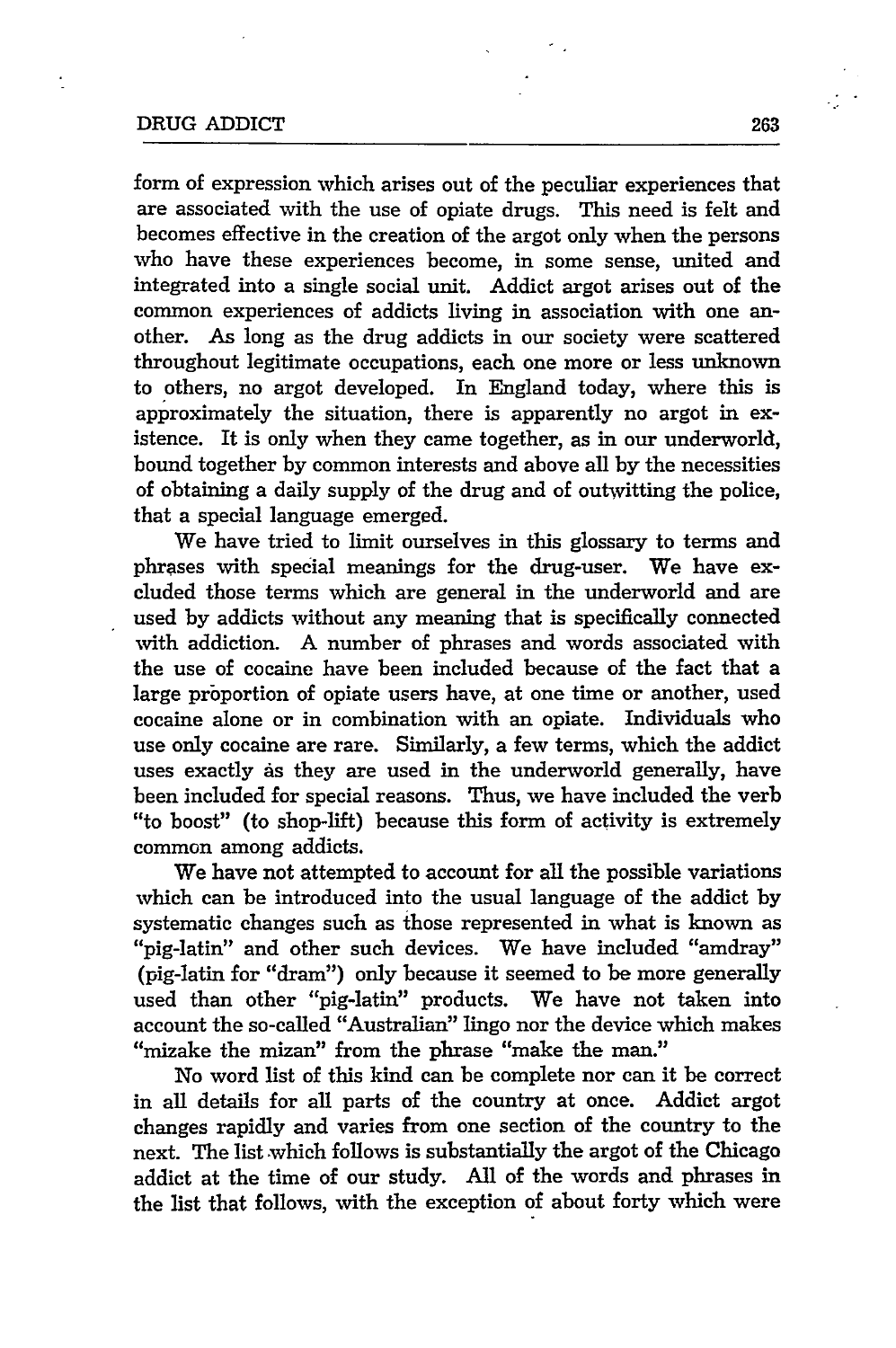form of expression which arises out of the peculiar experiences that are associated with the use of opiate drugs. This need is felt and becomes effective in the creation of the argot only when the persons who have these experiences become, in some sense, united and integrated into a single social unit. Addict argot arises out of the common experiences of addicts living in association with one another. As long as the drug addicts in our society were scattered throughout legitimate occupations, each one more or less unknown to others, no argot developed. In England today, where this is approximately the situation, there is apparently no argot in existence. It is only when they came together, as in our underworld, bound together by common interests and above all by the necessities of obtaining a daily supply of the drug and of outwitting the police, that a special language emerged.

We have tried to limit ourselves in this glossary to terms and phrases with special meanings for the drug-user. We have excluded those terms which are general in the underworld and are used by addicts without any meaning that is specifically connected with addiction. A number of phrases and words associated with the use of cocaine have been included because of the fact that a large proportion of opiate users have, at one time or another, used cocaine alone or in combination with an opiate. Individuals who use only cocaine are rare. Similarly, a few terms, which the addict uses exactly as they are used in the underworld generally, have been included for special reasons. Thus, we have included the verb "to boost" (to shop-lift) because this form of activity is extremely common among addicts.

We have not attempted to account for all the possible variations which can be introduced into the usual language of the addict by systematic changes such as those represented in what is known as "pig-latin" and other such devices. We have included "amdray" (pig-latin for "dram") only because it seemed to be more generally used than other "pig-latin" products. We have not taken into account the so-called "Australian" lingo nor the device which makes "mizake the mizan" from the phrase "make the man."

No word list of this kind can be complete nor can it be correct in all details for all parts of the country at once. Addict argot changes rapidly and varies from one section of the country to the next. The list which follows is substantially the argot of the Chicago addict at the time of our study. All of the words and phrases in the list that follows, with the exception of about forty which were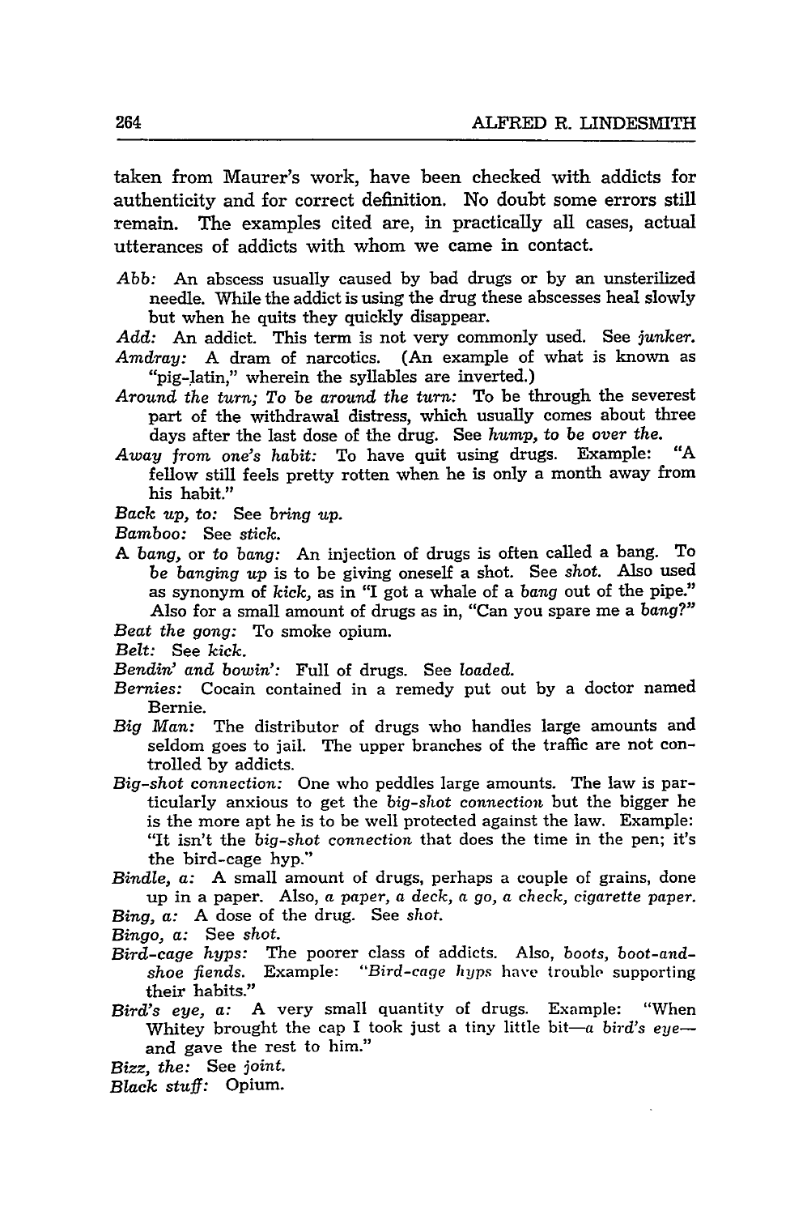taken from Maurer's work, have been checked with addicts for authenticity and for correct definition. No doubt some errors still remain. The examples cited are, in practically all cases, actual utterances of addicts with whom we came in contact.

*Abb:* An abscess usually caused by bad drugs or by an unsterilized needle. While the addict is using the drug these abscesses heal slowly but when he quits they quickly disappear.

*Add:* An addict. This term is not very commonly used. See *junker.*

*Amdray:* A dram of narcotics. (An example of what is known as "pig-latin," wherein the syllables are inverted.)

*Around the turn; To be around the turn:* To be through the severest part of the withdrawal distress, which usually comes about three days after the last dose of the drug. See *hump, to be over the.*

*Away from one's habit:* To have quit using drugs. Example: "A fellow still feels pretty rotten when he is only a month away from his habit."

*Back up, to:* See *bring up.*

*Bamboo:* See *stick.*

A *bang,* or *to bang:* An injection of drugs is often called a bang. To *be banging up* is to be giving oneself a shot. See *shot.* Also used as synonym of *kick,* as in "I got a whale of a *bang* out of the pipe." Also for a small amount of drugs as in, "Can you spare me a *bang?*"

*Beat the gong:* To smoke opium.

*Belt:* See *kick.*

*Bendin' and bowin':* Full of drugs. See *loaded.*

*Bernies:* Cocain contained in a remedy put out by a doctor named Bernie.

*Big Man:* The distributor of drugs who handles large amounts and seldom goes to jail. The upper branches of the traffic are not controlled by addicts.

*Big-shot connection:* One who peddles large amounts. The law is particularly anxious to get the *big-shot connection* but the bigger he is the more apt he is to be well protected against the law. Example: "It isn't the *big-shot connection* that does the time in the pen; it's the bird-cage hyp."

*Bindle, a:* A small amount of drugs, perhaps a couple of grains, done up in a paper. Also, *a paper, a deck, a go, a check, cigarette paper.*

*Bing, a:* A dose of the drug. See *shot.*

*Bingo, a:* See *shot.*

*Bird-cage hyps:* The poorer class of addicts. Also, *boots, boot-and-shoe fiends.* Example: "*Bird-cage hyps* have trouble supporting their habits."

*Bird's eye, a:* A very small quantity of drugs. Example: "When Whitey brought the cap I took just a tiny little bit—*a bird's eye*—and gave the rest to him."

*Bizz, the:* See *joint.*

*Black stuff:* Opium.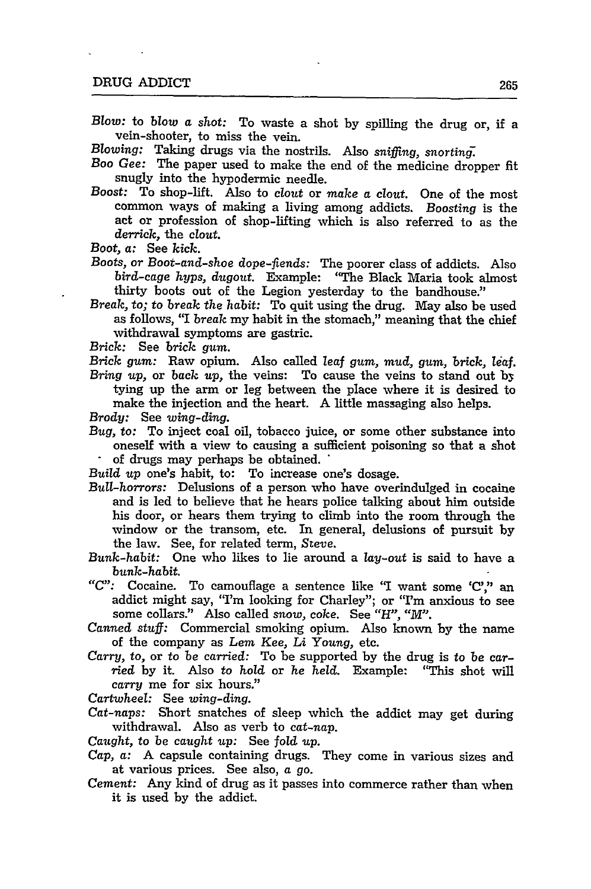*Blow: to blow a shot:* To waste a shot by spilling the drug or, if a vein-shooter, to miss the vein.

*Blowing:* Taking drugs via the nostrils. Also *sniffing, snorting.*

*Boo Gee:* The paper used to make the end of the medicine dropper fit snugly into the hypodermic needle.

*Boost:* To shop-lift. Also to *clout* or *make a clout.* One of the most common ways of making a living among addicts. *Boosting* is the act or profession of shop-lifting which is also referred to as the *derrick,* the *clout.*

*Boot, a:* See *kick.*

*Boots, or Boot-and-shoe dope-fiends:* The poorer class of addicts. Also *bird-cage hyps, dugout.* Example: "The Black Maria took almost thirty boots out of the Legion yesterday to the bandhouse."

*Break, to; to break the habit:* To quit using the drug. May also be used as follows, "I *break* my habit in the stomach," meaning that the chief withdrawal symptoms are gastric.

*Brick:* See *brick gum.*

*Brick gum:* Raw opium. Also called *leaf gum, mud, gum, brick, leaf.*

*Bring up,* or *back up,* the veins: To cause the veins to stand out by tying up the arm or leg between the place where it is desired to make the injection and the heart. A little massaging also helps.

*Brody:* See *wing-ding.*

*Bug, to:* To inject coal oil, tobacco juice, or some other substance into oneself with a view to causing a sufficient poisoning so that a shot of drugs may perhaps be obtained.

*Build up* one's habit, to: To increase one's dosage.

*Bull-horrors:* Delusions of a person who have overindulged in cocaine and is led to believe that he hears police talking about him outside his door, or hears them trying to climb into the room through the window or the transom, etc. In general, delusions of pursuit by the law. See, for related term, *Steve.*

*Bunk-habit:* One who likes to lie around a *lay-out* is said to have a *bunk-habit.*

*"C":* Cocaine. To camouflage a sentence like "I want some 'C'," an addict might say, "I'm looking for Charley"; or "I'm anxious to see some collars." Also called *snow, coke.* See *"H", "M".*

*Canned stuff:* Commercial smoking opium. Also known by the name of the company as *Lem Kee, Li Young,* etc.

*Carry, to,* or *to be carried:* To be supported by the drug is *to be carried* by it. Also *to hold* or *he held.* Example: "This shot will *carry* me for six hours."

*Cartwheel:* See *wing-ding.*

*Cat-naps:* Short snatches of sleep which the addict may get during withdrawal. Also as verb to *cat-nap.*

*Caught, to be caught up:* See *fold up.*

*Cap, a:* A capsule containing drugs. They come in various sizes and at various prices. See also, *a go.*

*Cement:* Any kind of drug as it passes into commerce rather than when it is used by the addict.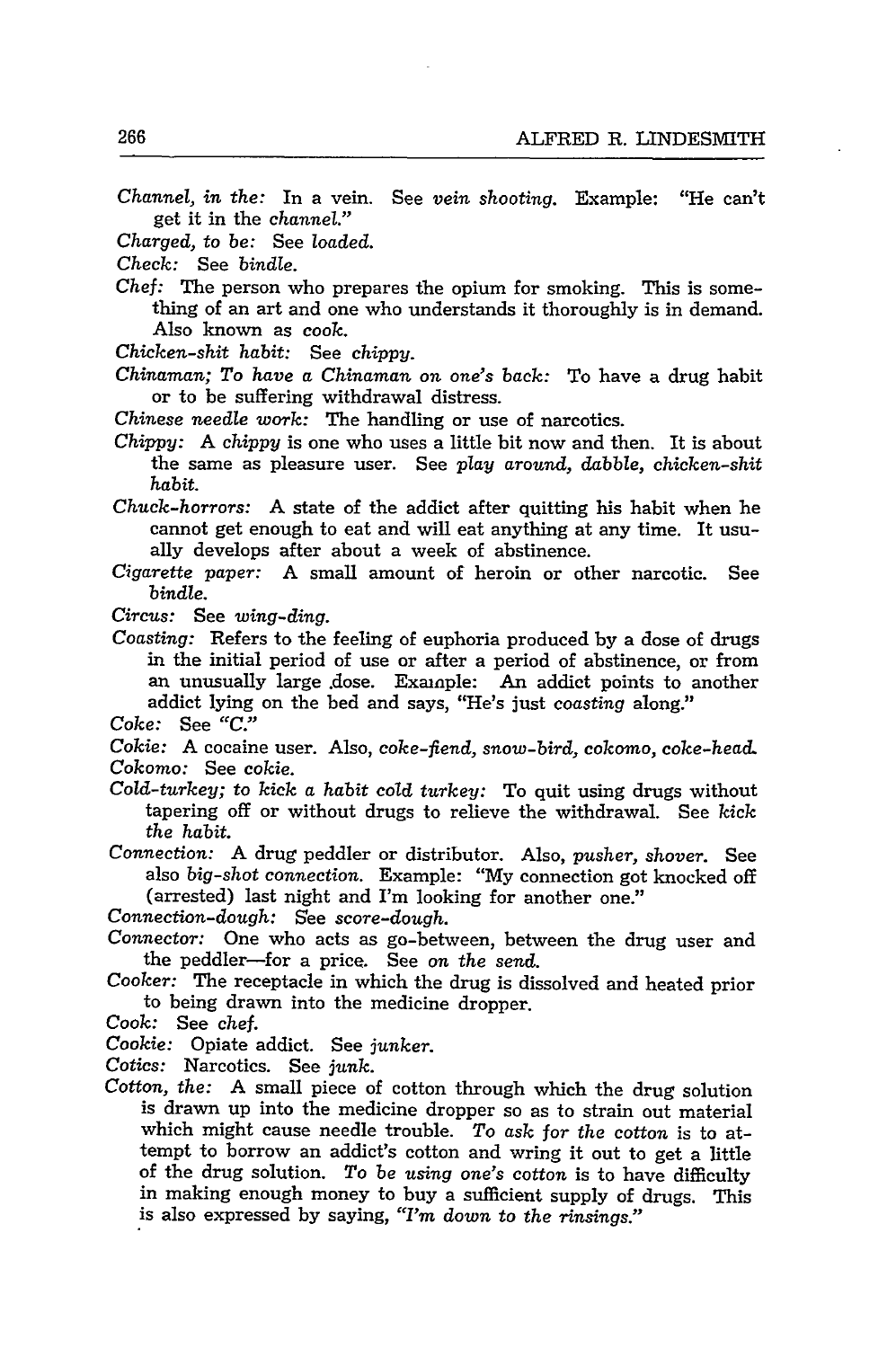*Channel, in the:* In a vein. See *vein shooting.* Example: "He can't get it in the *channel.*"

*Charged, to be:* See *loaded.*

*Check:* See *bindle.*

*Chef:* The person who prepares the opium for smoking. This is something of an art and one who understands it thoroughly is in demand. Also known as *cook.*

*Chicken-shit habit:* See *chippy.*

*Chinaman; To have a Chinaman on one's back:* To have a drug habit or to be suffering withdrawal distress.

*Chinese needle work:* The handling or use of narcotics.

*Chippy:* A *chippy* is one who uses a little bit now and then. It is about the same as pleasure user. See *play around, dabble, chicken-shit habit.*

*Chuck-horrors:* A state of the addict after quitting his habit when he cannot get enough to eat and will eat anything at any time. It usually develops after about a week of abstinence.

*Cigarette paper:* A small amount of heroin or other narcotic. See *bindle.*

*Circus:* See *wing-ding.*

*Coasting:* Refers to the feeling of euphoria produced by a dose of drugs in the initial period of use or after a period of abstinence, or from an unusually large dose. Example: An addict points to another addict lying on the bed and says, "He's just *coasting* along."

*Coke:* See *"C."*

*Cokie:* A cocaine user. Also, *coke-fiend, snow-bird, cokomo, coke-head.*

*Cokomo:* See *cokie.*

*Cold-turkey; to kick a habit cold turkey:* To quit using drugs without tapering off or without drugs to relieve the withdrawal. See *kick the habit.*

*Connection:* A drug peddler or distributor. Also, *pusher, shover.* See also *big-shot connection.* Example: "My connection got knocked off (arrested) last night and I'm looking for another one."

*Connection-dough:* See *score-dough.*

*Connector:* One who acts as go-between, between the drug user and the peddler—for a price. See *on the send.*

*Cooker:* The receptacle in which the drug is dissolved and heated prior to being drawn into the medicine dropper.

*Cook:* See *chef.*

*Cookie:* Opiate addict. See *junker.*

*Cotics:* Narcotics. See *junk.*

*Cotton, the:* A small piece of cotton through which the drug solution is drawn up into the medicine dropper so as to strain out material which might cause needle trouble. *To ask for the cotton* is to attempt to borrow an addict's cotton and wring it out to get a little of the drug solution. *To be using one's cotton* is to have difficulty in making enough money to buy a sufficient supply of drugs. This is also expressed by saying, *"I'm down to the rinsings."*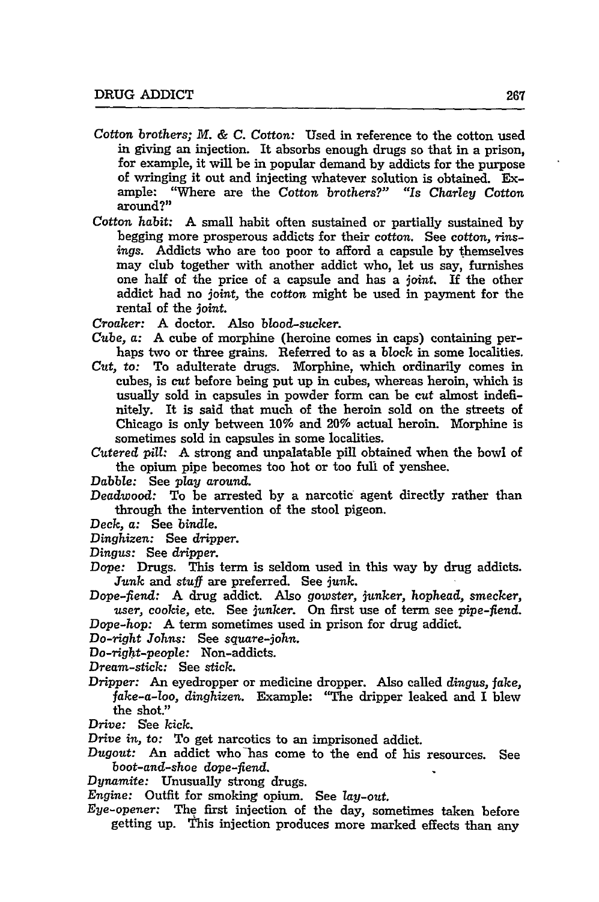*Cotton brothers; M. & C. Cotton:* Used in reference to the cotton used in giving an injection. It absorbs enough drugs so that in a prison, for example, it will be in popular demand by addicts for the purpose of wringing it out and injecting whatever solution is obtained. Example: "Where are the *Cotton brothers?*" "Is *Charley Cotton* around?"

*Cotton habit:* A small habit often sustained or partially sustained by begging more prosperous addicts for their *cotton.* See *cotton, rinsings.* Addicts who are too poor to afford a capsule by themselves may club together with another addict who, let us say, furnishes one half of the price of a capsule and has a *joint.* If the other addict had no *joint,* the *cotton* might be used in payment for the rental of the *joint.*

*Croaker:* A doctor. Also *blood-sucker.*

*Cube, a:* A cube of morphine (heroine comes in caps) containing perhaps two or three grains. Referred to as a *block* in some localities.

*Cut, to:* To adulterate drugs. Morphine, which ordinarily comes in cubes, is *cut* before being put up in cubes, whereas heroin, which is usually sold in capsules in powder form can be *cut* almost indefinitely. It is said that much of the heroin sold on the streets of Chicago is only between 10% and 20% actual heroin. Morphine is sometimes sold in capsules in some localities.

*Cutered pill:* A strong and unpalatable pill obtained when the bowl of the opium pipe becomes too hot or too full of yenshee.

*Dabble:* See *play around.*

*Deadwood:* To be arrested by a narcotic agent directly rather than through the intervention of the stool pigeon.

*Deck, a:* See *bindle.*

*Dinghizen:* See *dripper.*

*Dingus:* See *dripper.*

*Dope:* Drugs. This term is seldom used in this way by drug addicts. *Junk* and *stuff* are preferred. See *junk.*

*Dope-fiend:* A drug addict. Also *gowster, junker, hophead, smecker, user, cookie,* etc. See *junker.* On first use of term see *pipe-fiend.*

*Dope-hop:* A term sometimes used in prison for drug addict.

*Do-right Johns:* See *square-john.*

*Do-right-people:* Non-addicts.

*Dream-stick:* See *stick.*

*Dripper:* An eyedropper or medicine dropper. Also called *dingus, fake, fake-a-loo, dinghizen.* Example: "The dripper leaked and I blew the shot."

*Drive:* See *kick.*

*Drive in, to:* To get narcotics to an imprisoned addict.

*Dugout:* An addict who has come to the end of his resources. See *boot-and-shoe dope-fiend.*

*Dynamite:* Unusually strong drugs.

*Engine:* Outfit for smoking opium. See *lay-out.*

*Eye-opener:* The first injection of the day, sometimes taken before getting up. This injection produces more marked effects than any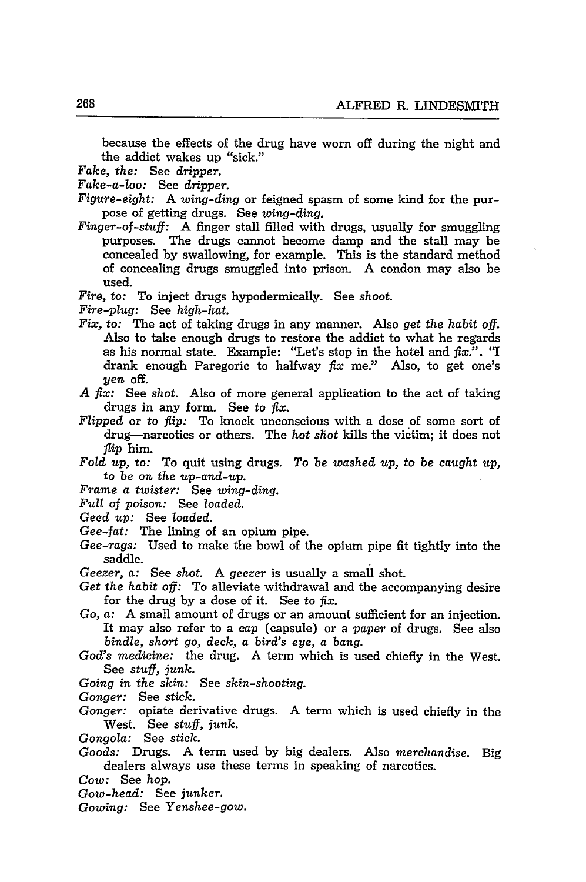because the effects of the drug have worn off during the night and the addict wakes up "sick."

*Fake, the:* See *dripper.*

*Fake-a-loo:* See *dripper.*

*Figure-eight:* A *wing-ding* or feigned spasm of some kind for the purpose of getting drugs. See *wing-ding.*

*Finger-of-stuff:* A finger stall filled with drugs, usually for smuggling purposes. The drugs cannot become damp and the stall may be concealed by swallowing, for example. This is the standard method of concealing drugs smuggled into prison. A condon may also be used.

*Fire, to:* To inject drugs hypodermically. See *shoot.*

*Fire-plug:* See *high-hat.*

*Fix, to:* The act of taking drugs in any manner. Also *get the habit off.* Also to take enough drugs to restore the addict to what he regards as his normal state. Example: "Let's stop in the hotel and *fix.*". "I drank enough Paregoric to halfway *fix* me." Also, to get one's *yen* off.

*A fix:* See *shot.* Also of more general application to the act of taking drugs in any form. See *to fix.*

*Flipped* or *to flip:* To knock unconscious with a dose of some sort of drug—narcotics or others. The *hot shot* kills the victim; it does not *flip* him.

*Fold up, to:* To quit using drugs. *To be washed up, to be caught up, to be on the up-and-up.*

*Frame a twister:* See *wing-ding.*

*Full of poison:* See *loaded.*

*Geed up:* See *loaded.*

*Gee-fat:* The lining of an opium pipe.

*Gee-rags:* Used to make the bowl of the opium pipe fit tightly into the saddle.

*Geezer, a:* See *shot.* A *geezer* is usually a small shot.

*Get the habit off:* To alleviate withdrawal and the accompanying desire for the drug by a dose of it. See *to fix.*

*Go, a:* A small amount of drugs or an amount sufficient for an injection. It may also refer to a *cap* (capsule) or a *paper* of drugs. See also *bindle, short go, deck, a bird's eye, a bang.*

*God's medicine:* the drug. A term which is used chiefly in the West. See *stuff, junk.*

*Going in the skin:* See *skin-shooting.*

*Gonger:* See *stick.*

*Gonger:* opiate derivative drugs. A term which is used chiefly in the West. See *stuff, junk.*

*Gongola:* See *stick.*

*Goods:* Drugs. A term used by big dealers. Also *merchandise.* Big dealers always use these terms in speaking of narcotics.

*Cow:* See *hop.*

*Gow-head:* See *junker.*

*Gowing:* See *Yenshee-gow.*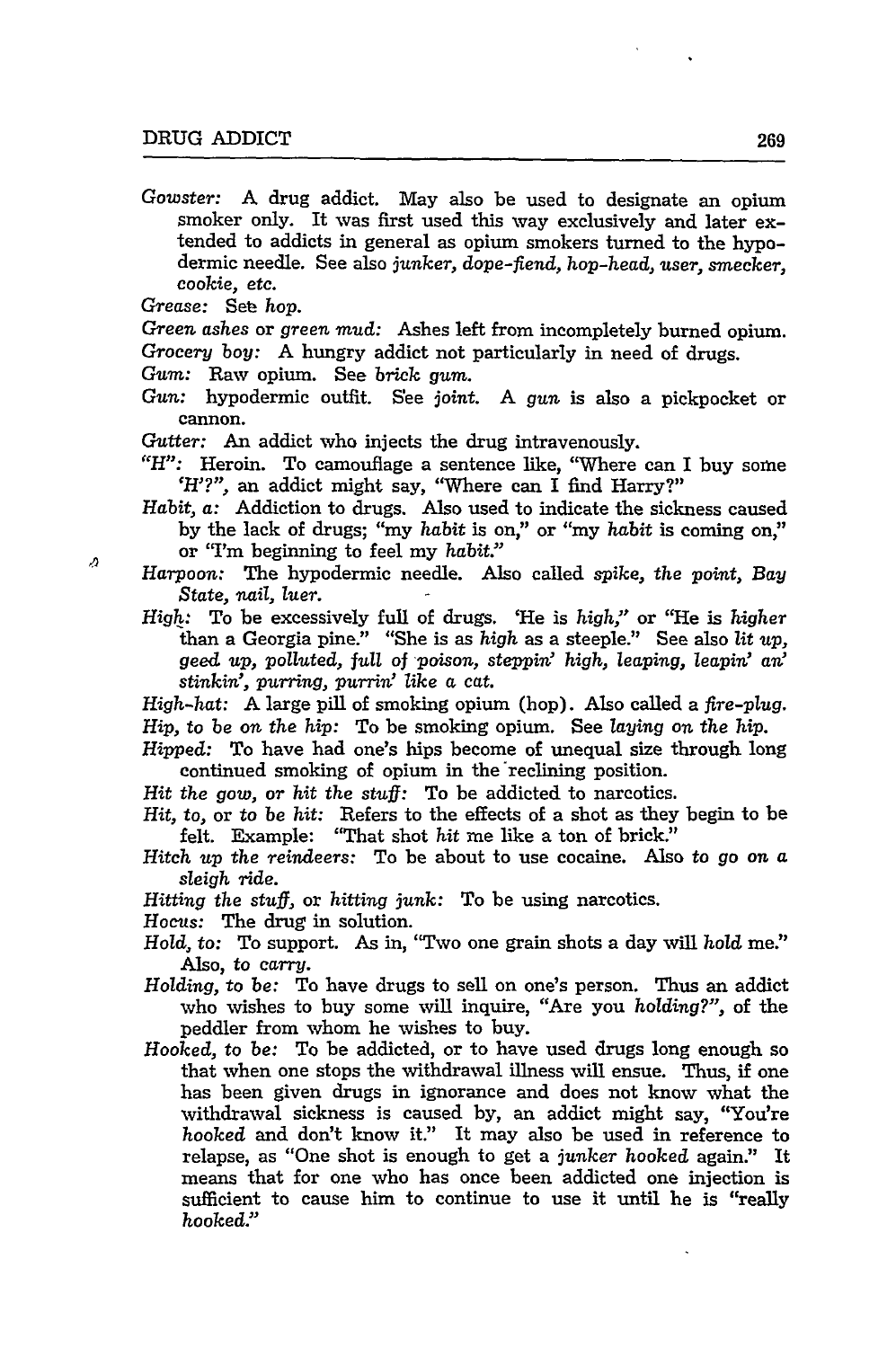*Gowster:* A drug addict. May also be used to designate an opium smoker only. It was first used this way exclusively and later extended to addicts in general as opium smokers turned to the hypodermic needle. See also *junker, dope-fiend, hop-head, user, smecker, cookie, etc.*

*Grease:* See *hop.*

*Green ashes* or *green mud:* Ashes left from incompletely burned opium.

*Grocery boy:* A hungry addict not particularly in need of drugs.

*Gum:* Raw opium. See *brick gum.*

*Gun:* hypodermic outfit. See *joint.* A *gun* is also a pickpocket or cannon.

*Gutter:* An addict who injects the drug intravenously.

*"H":* Heroin. To camouflage a sentence like, "Where can I buy some 'H'?", an addict might say, "Where can I find Harry?"

*Habit, a:* Addiction to drugs. Also used to indicate the sickness caused by the lack of drugs; "my *habit* is on," or "my *habit* is coming on," or "I'm beginning to feel my *habit.*"

*Harpoon:* The hypodermic needle. Also called *spike, the point, Bay State, nail, luer.*

*High:* To be excessively full of drugs. 'He is *high,*' or "He is *higher* than a Georgia pine." "She is as *high* as a steeple." See also *lit up, geed up, polluted, full of poison, steppin' high, leaping, leapin' an' stinkin', purring, purrin' like a cat.*

*High-hat:* A large pill of smoking opium (hop). Also called a *fire-plug.*

*Hip, to be on the hip:* To be smoking opium. See *laying on the hip.*

*Hipped:* To have had one's hips become of unequal size through long continued smoking of opium in the reclining position.

*Hit the gow, or hit the stuff:* To be addicted to narcotics.

*Hit, to,* or *to be hit:* Refers to the effects of a shot as they begin to be felt. Example: "That shot *hit* me like a ton of brick."

*Hitch up the reindeers:* To be about to use cocaine. Also *to go on a sleigh ride.*

*Hitting the stuff,* or *hitting junk:* To be using narcotics.

*Hocus:* The drug in solution.

*Hold, to:* To support. As in, "Two one grain shots a day will *hold* me." Also, *to carry.*

*Holding, to be:* To have drugs to sell on one's person. Thus an addict who wishes to buy some will inquire, "Are you *holding?*", of the peddler from whom he wishes to buy.

*Hooked, to be:* To be addicted, or to have used drugs long enough so that when one stops the withdrawal illness will ensue. Thus, if one has been given drugs in ignorance and does not know what the withdrawal sickness is caused by, an addict might say, "You're *hooked* and don't know it." It may also be used in reference to relapse, as "One shot is enough to get a *junker hooked* again." It means that for one who has once been addicted one injection is sufficient to cause him to continue to use it until he is "really *hooked.*"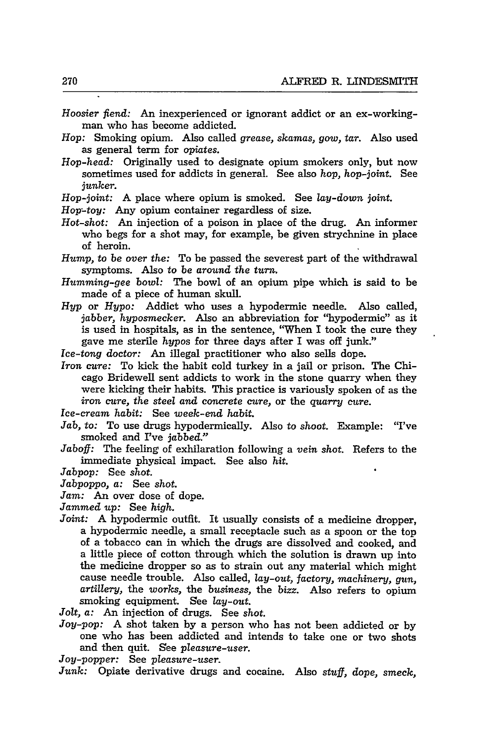*Hoosier fiend:* An inexperienced or ignorant addict or an ex-workingman who has become addicted.

*Hop:* Smoking opium. Also called *grease, skamas, gow, tar.* Also used as general term for *opiates.*

*Hop-head:* Originally used to designate opium smokers only, but now sometimes used for addicts in general. See also *hop, hop-joint.* See *junker.*

*Hop-joint:* A place where opium is smoked. See *lay-down joint.*

*Hop-toy:* Any opium container regardless of size.

*Hot-shot:* An injection of a poison in place of the drug. An informer who begs for a shot may, for example, be given strychnine in place of heroin.

*Hump, to be over the:* To be passed the severest part of the withdrawal symptoms. Also *to be around the turn.*

*Humming-gee bowl:* The bowl of an opium pipe which is said to be made of a piece of human skull.

*Hyp* or *Hypo:* Addict who uses a hypodermic needle. Also called, *jabber, hyposmecker.* Also an abbreviation for "hypodermic" as it is used in hospitals, as in the sentence, "When I took the cure they gave me sterile *hypos* for three days after I was off junk."

*Ice-tong doctor:* An illegal practitioner who also sells dope.

*Iron cure:* To kick the habit cold turkey in a jail or prison. The Chicago Bridewell sent addicts to work in the stone quarry when they were kicking their habits. This practice is variously spoken of as the *iron cure, the steel and concrete cure,* or the *quarry cure.*

*Ice-cream habit:* See *week-end habit.*

*Jab, to:* To use drugs hypodermically. Also *to shoot.* Example: "I've smoked and I've *jabbed.*"

*Jaboff:* The feeling of exhilaration following a *vein shot.* Refers to the immediate physical impact. See also *hit.*

*Jabpop:* See *shot.*

*Jabpoppo, a:* See *shot.*

*Jam:* An over dose of dope.

*Jammed up:* See *high.*

*Joint:* A hypodermic outfit. It usually consists of a medicine dropper, a hypodermic needle, a small receptacle such as a spoon or the top of a tobacco can in which the drugs are dissolved and cooked, and a little piece of cotton through which the solution is drawn up into the medicine dropper so as to strain out any material which might cause needle trouble. Also called, *lay-out, factory, machinery, gun, artillery,* the *works,* the *business,* the *bizz.* Also refers to opium smoking equipment. See *lay-out.*

*Jolt, a:* An injection of drugs. See *shot.*

*Joy-pop:* A shot taken by a person who has not been addicted or by one who has been addicted and intends to take one or two shots and then quit. See *pleasure-user.*

*Joy-popper:* See *pleasure-user.*

*Junk:* Opiate derivative drugs and cocaine. Also *stuff, dope, smeck,*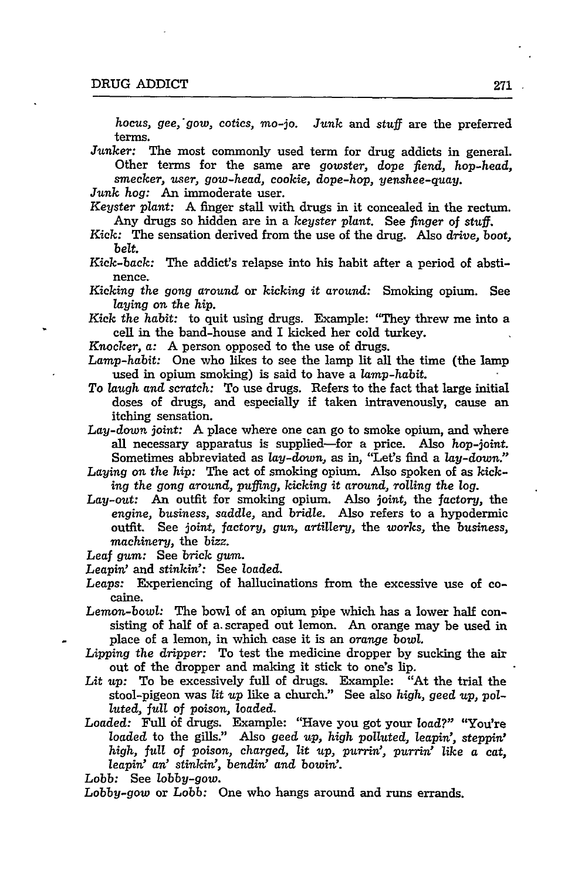*hocus, gee, gow, cotics, mo-jo. Junk* and *stuff* are the preferred terms.

*Junker:* The most commonly used term for drug addicts in general. Other terms for the same are *gowster, dope fiend, hop-head, smecker, user, gow-head, cookie, dope-hop, yenshee-quay.*

*Junk hog:* An immoderate user.

*Keyster plant:* A finger stall with drugs in it concealed in the rectum. Any drugs so hidden are in a *keyster plant.* See *finger of stuff.*

*Kick:* The sensation derived from the use of the drug. Also *drive, boot, belt.*

*Kick-back:* The addict's relapse into his habit after a period of abstinence.

*Kicking the gong around* or *kicking it around:* Smoking opium. See *laying on the hip.*

*Kick the habit:* to quit using drugs. Example: "They threw me into a cell in the band-house and I kicked her cold turkey.

*Knocker, a:* A person opposed to the use of drugs.

*Lamp-habit:* One who likes to see the lamp lit all the time (the lamp used in opium smoking) is said to have a *lamp-habit.*

*To laugh and scratch:* To use drugs. Refers to the fact that large initial doses of drugs, and especially if taken intravenously, cause an itching sensation.

*Lay-down joint:* A place where one can go to smoke opium, and where all necessary apparatus is supplied—for a price. Also *hop-joint.* Sometimes abbreviated as *lay-down,* as in, "Let's find a *lay-down.*"

*Laying on the hip:* The act of smoking opium. Also spoken of as *kicking the gong around, puffing, kicking it around, rolling the log.*

*Lay-out:* An outfit for smoking opium. Also *joint,* the *factory,* the *engine, business, saddle,* and *bridle.* Also refers to a hypodermic outfit. See *joint, factory, gun, artillery,* the *works,* the *business, machinery,* the *bizz.*

*Leaf gum:* See *brick gum.*

*Leapin'* and *stinkin':* See *loaded.*

*Leaps:* Experiencing of hallucinations from the excessive use of cocaine.

*Lemon-bowl:* The bowl of an opium pipe which has a lower half consisting of half of a scraped out lemon. An orange may be used in place of a lemon, in which case it is an *orange bowl.*

*Lipping the dripper:* To test the medicine dropper by sucking the air out of the dropper and making it stick to one's lip.

*Lit up:* To be excessively full of drugs. Example: "At the trial the stool-pigeon was *lit up* like a church." See also *high, geed up, polluted, full of poison, loaded.*

*Loaded:* Full of drugs. Example: "Have you got your *load*?" "You're *loaded* to the gills." Also *geed up, high polluted, leapin', steppin' high, full of poison, charged, lit up, purrin', purrin' like a cat, leapin' an' stinkin', bendin' and bowin'.*

*Lobb:* See *lobby-gow.*

*Lobby-gow* or *Lobb:* One who hangs around and runs errands.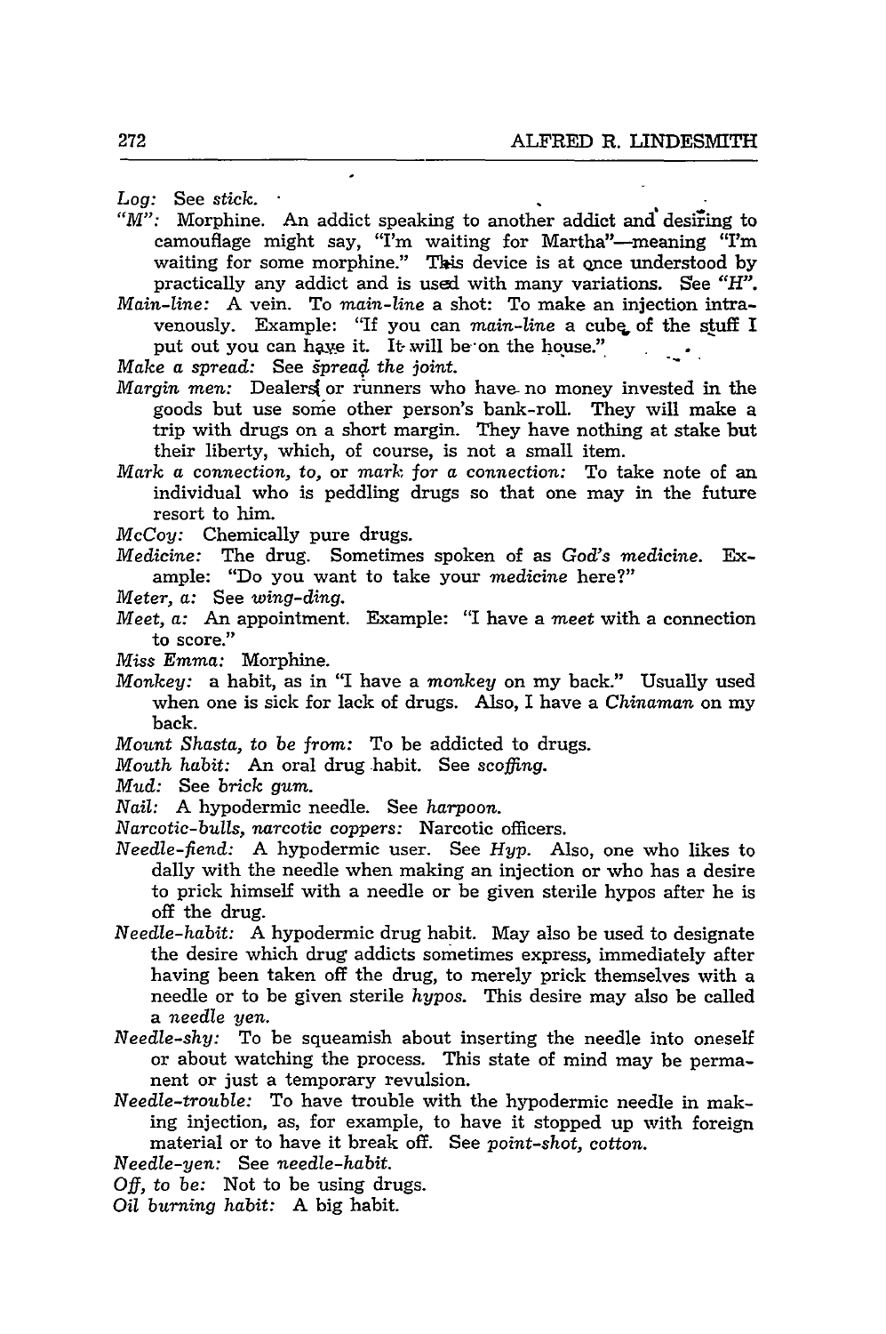*Log:* See *stick.*

*"M":* Morphine. An addict speaking to another addict and desiring to camouflage might say, "I'm waiting for Martha"—meaning "I'm waiting for some morphine." This device is at once understood by practically any addict and is used with many variations. See *"H".*

*Main-line:* A vein. To *main-line* a shot: To make an injection intravenously. Example: "If you can *main-line* a cube of the stuff I put out you can have it. It will be on the house."

*Make a spread:* See *spread the joint.*

*Margin men:* Dealers or runners who have no money invested in the goods but use some other person's bank-roll. They will make a trip with drugs on a short margin. They have nothing at stake but their liberty, which, of course, is not a small item.

*Mark a connection, to,* or *mark for a connection:* To take note of an individual who is peddling drugs so that one may in the future resort to him.

*McCoy:* Chemically pure drugs.

*Medicine:* The drug. Sometimes spoken of as *God's medicine.* Example: "Do you want to take your *medicine* here?"

*Meter, a:* See *wing-ding.*

*Meet, a:* An appointment. Example: "I have a *meet* with a connection to score."

*Miss Emma:* Morphine.

*Monkey:* a habit, as in "I have a *monkey* on my back." Usually used when one is sick for lack of drugs. Also, I have a *Chinaman* on my back.

*Mount Shasta, to be from:* To be addicted to drugs.

*Mouth habit:* An oral drug habit. See *scoffing.*

*Mud:* See *brick gum.*

*Nail:* A hypodermic needle. See *harpoon.*

*Narcotic-bulls, narcotic coppers:* Narcotic officers.

*Needle-fiend:* A hypodermic user. See *Hyp.* Also, one who likes to dally with the needle when making an injection or who has a desire to prick himself with a needle or be given sterile hypos after he is off the drug.

*Needle-habit:* A hypodermic drug habit. May also be used to designate the desire which drug addicts sometimes express, immediately after having been taken off the drug, to merely prick themselves with a needle or to be given sterile *hypos.* This desire may also be called a *needle yen.*

*Needle-shy:* To be squeamish about inserting the needle into oneself or about watching the process. This state of mind may be permanent or just a temporary revulsion.

*Needle-trouble:* To have trouble with the hypodermic needle in making injection, as, for example, to have it stopped up with foreign material or to have it break off. See *point-shot, cotton.*

*Needle-yen:* See *needle-habit.*

*Off, to be:* Not to be using drugs.

*Oil burning habit:* A big habit.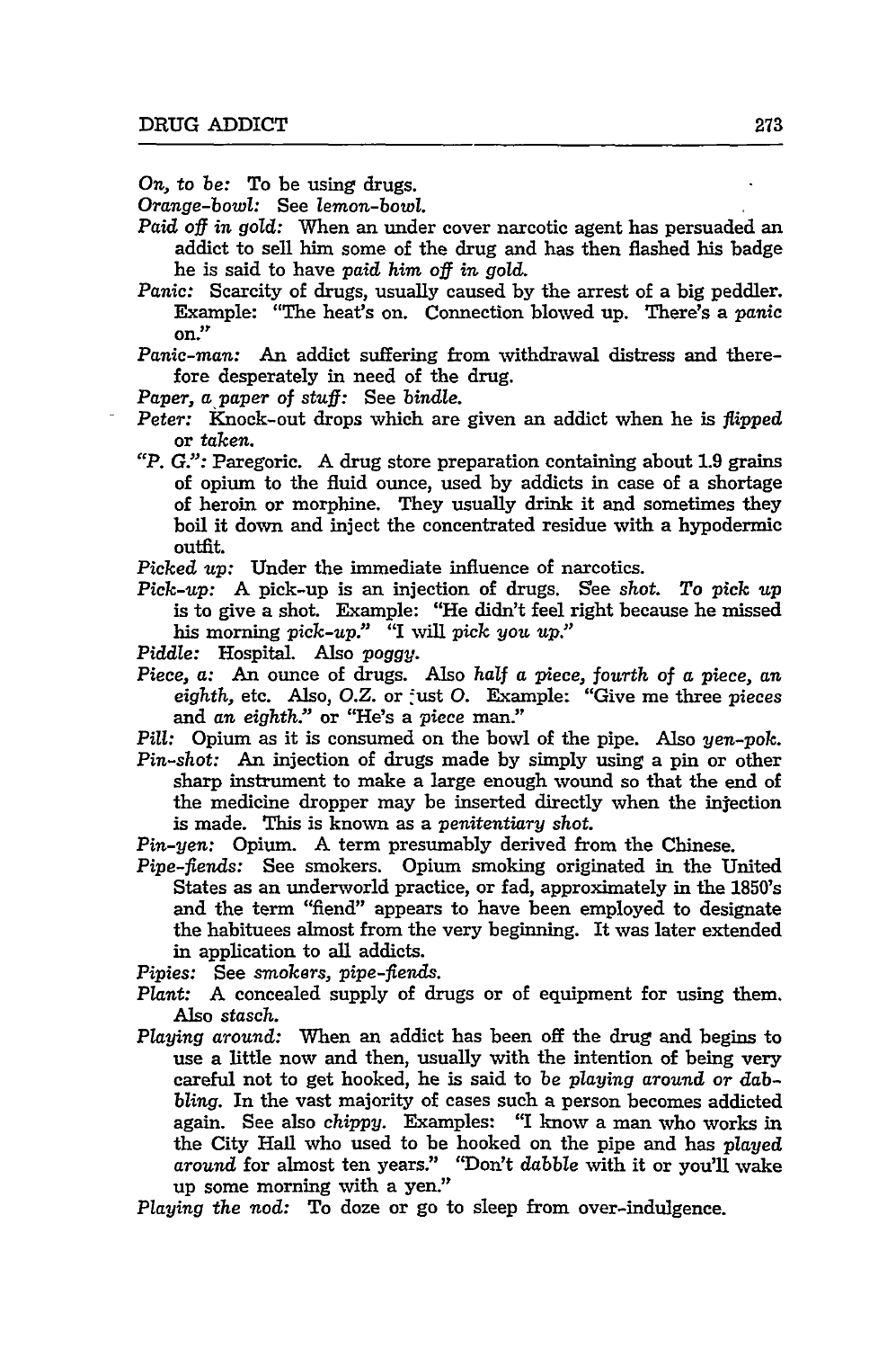*On, to be:* To be using drugs.

*Orange-bowl:* See *lemon-bowl.*

*Paid off in gold:* When an under cover narcotic agent has persuaded an addict to sell him some of the drug and has then flashed his badge he is said to have *paid him off in gold.*

*Panic:* Scarcity of drugs, usually caused by the arrest of a big peddler. Example: "The heat's on. Connection blowed up. There's a *panic* on."

*Panic-man:* An addict suffering from withdrawal distress and therefore desperately in need of the drug.

*Paper, a paper of stuff:* See *bindle.*

*Peter:* Knock-out drops which are given an addict when he is *flipped* or *taken.*

*"P. G.":* Paregoric. A drug store preparation containing about 1.9 grains of opium to the fluid ounce, used by addicts in case of a shortage of heroin or morphine. They usually drink it and sometimes they boil it down and inject the concentrated residue with a hypodermic outfit.

*Picked up:* Under the immediate influence of narcotics.

*Pick-up:* A pick-up is an injection of drugs. See *shot. To pick up* is to give a shot. Example: "He didn't feel right because he missed his morning *pick-up.*" "I will *pick you up.*"

*Piddle:* Hospital. Also *poggy.*

*Piece, a:* An ounce of drugs. Also *half a piece, fourth of a piece, an eighth,* etc. Also, *O.Z.* or just *O.* Example: "Give me three *pieces* and *an eighth.*" or "He's a *piece* man."

*Pill:* Opium as it is consumed on the bowl of the pipe. Also *yen-pok.*

*Pin-shot:* An injection of drugs made by simply using a pin or other sharp instrument to make a large enough wound so that the end of the medicine dropper may be inserted directly when the injection is made. This is known as a *penitentiary shot.*

*Pin-yen:* Opium. A term presumably derived from the Chinese.

*Pipe-fiends:* See smokers. Opium smoking originated in the United States as an underworld practice, or fad, approximately in the 1850's and the term "fiend" appears to have been employed to designate the habituees almost from the very beginning. It was later extended in application to all addicts.

*Pipies:* See *smokers, pipe-fiends.*

*Plant:* A concealed supply of drugs or of equipment for using them. Also *stasch.*

*Playing around:* When an addict has been off the drug and begins to use a little now and then, usually with the intention of being very careful not to get hooked, he is said to *be playing around or dabbling.* In the vast majority of cases such a person becomes addicted again. See also *chippy.* Examples: "I know a man who works in the City Hall who used to be hooked on the pipe and has *played around* for almost ten years." "Don't *dabble* with it or you'll wake up some morning with a yen."

*Playing the nod:* To doze or go to sleep from over-indulgence.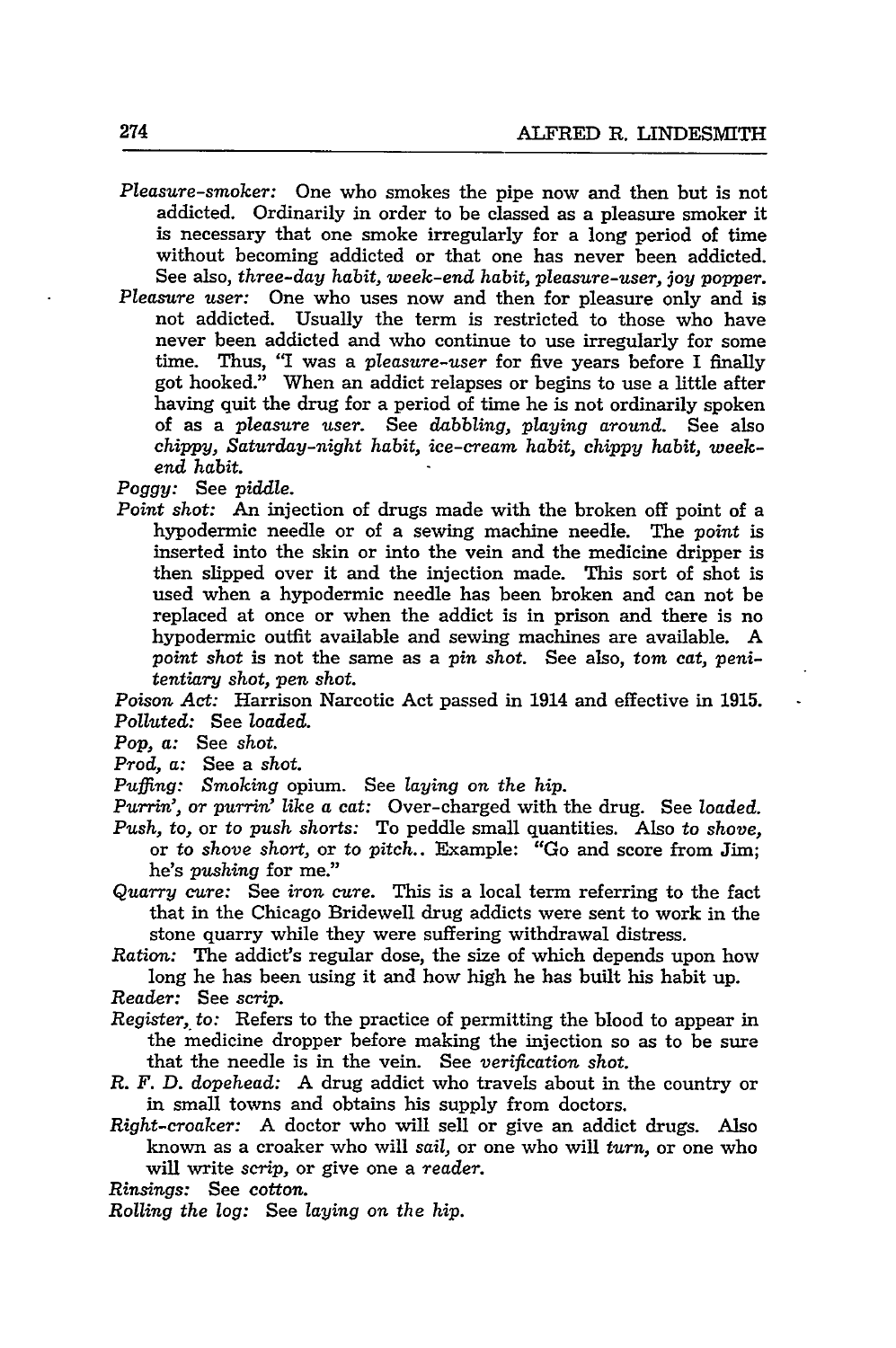*Pleasure-smoker:* One who smokes the pipe now and then but is not addicted. Ordinarily in order to be classed as a pleasure smoker it is necessary that one smoke irregularly for a long period of time without becoming addicted or that one has never been addicted. See also, *three-day habit, week-end habit, pleasure-user, joy popper.*

*Pleasure user:* One who uses now and then for pleasure only and is not addicted. Usually the term is restricted to those who have never been addicted and who continue to use irregularly for some time. Thus, "I was a *pleasure-user* for five years before I finally got hooked." When an addict relapses or begins to use a little after having quit the drug for a period of time he is not ordinarily spoken of as a *pleasure user.* See *dabbling, playing around.* See also *chippy, Saturday-night habit, ice-cream habit, chippy habit, week-end habit.*

*Poggy:* See *piddle.*

*Point shot:* An injection of drugs made with the broken off point of a hypodermic needle or of a sewing machine needle. The *point* is inserted into the skin or into the vein and the medicine dripper is then slipped over it and the injection made. This sort of shot is used when a hypodermic needle has been broken and can not be replaced at once or when the addict is in prison and there is no hypodermic outfit available and sewing machines are available. A *point shot* is not the same as a *pin shot.* See also, *tom cat, penitentiary shot, pen shot.*

*Poison Act:* Harrison Narcotic Act passed in 1914 and effective in 1915.

*Polluted:* See *loaded.*

*Pop, a:* See *shot.*

*Prod, a:* See a *shot.*

*Puffing:* *Smoking* opium. See *laying on the hip.*

*Purrin', or purrin' like a cat:* Over-charged with the drug. See *loaded.*

*Push, to,* or *to push shorts:* To peddle small quantities. Also *to shove,* or *to shove short,* or *to pitch..* Example: "Go and score from Jim; he's *pushing* for me."

*Quarry cure:* See *iron cure.* This is a local term referring to the fact that in the Chicago Bridewell drug addicts were sent to work in the stone quarry while they were suffering withdrawal distress.

*Ration:* The addict's regular dose, the size of which depends upon how long he has been using it and how high he has built his habit up.

*Reader:* See *scrip.*

*Register, to:* Refers to the practice of permitting the blood to appear in the medicine dropper before making the injection so as to be sure that the needle is in the vein. See *verification shot.*

*R. F. D. dopehead:* A drug addict who travels about in the country or in small towns and obtains his supply from doctors.

*Right-croaker:* A doctor who will sell or give an addict drugs. Also known as a croaker who will *sail,* or one who will *turn,* or one who will write *scrip,* or give one a *reader.*

*Rinsings:* See *cotton.*

*Rolling the log:* See *laying on the hip.*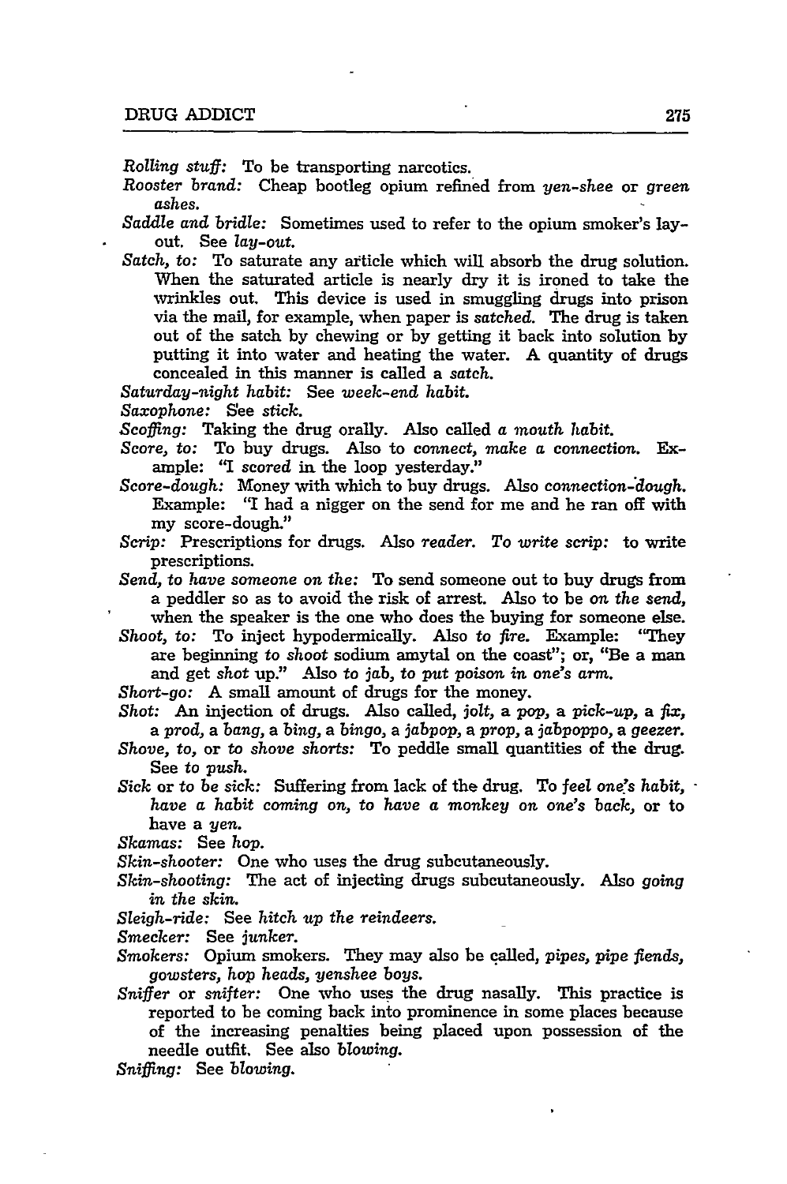*Rolling stuff:* To be transporting narcotics.

*Rooster brand:* Cheap bootleg opium refined from *yen-shee* or *green ashes.*

*Saddle and bridle:* Sometimes used to refer to the opium smoker's lay-out. See *lay-out.*

*Satch, to:* To saturate any article which will absorb the drug solution. When the saturated article is nearly dry it is ironed to take the wrinkles out. This device is used in smuggling drugs into prison via the mail, for example, when paper is *satched.* The drug is taken out of the satch by chewing or by getting it back into solution by putting it into water and heating the water. A quantity of drugs concealed in this manner is called a *satch.*

*Saturday-night habit:* See *week-end habit.*

*Saxophone:* See *stick.*

*Scoffing:* Taking the drug orally. Also called *a mouth habit.*

*Score, to:* To buy drugs. Also to *connect, make a connection.* Example: "I *scored* in the loop yesterday."

*Score-dough:* Money with which to buy drugs. Also *connection-dough.* Example: "I had a nigger on the send for me and he ran off with my score-dough."

*Scrip:* Prescriptions for drugs. Also *reader. To write scrip:* to write prescriptions.

*Send, to have someone on the:* To send someone out to buy drugs from a peddler so as to avoid the risk of arrest. Also to be *on the send,* when the speaker is the one who does the buying for someone else.

*Shoot, to:* To inject hypodermically. Also *to fire.* Example: "They are beginning *to shoot* sodium amytal on the coast"; or, "Be a man and get *shot* up." Also *to jab, to put poison in one's arm.*

*Short-go:* A small amount of drugs for the money.

*Shot:* An injection of drugs. Also called, *jolt,* a *pop,* a *pick-up,* a *fix,* a *prod,* a *bang,* a *bing,* a *bingo,* a *jabpop,* a *prop,* a *jabpoppo,* a *geezer.*

*Shove, to,* or *to shove shorts:* To peddle small quantities of the drug. See *to push.*

*Sick* or *to be sick:* Suffering from lack of the drug. To *feel one's habit, have a habit coming on, to have a monkey on one's back,* or to have a *yen.*

*Skamas:* See *hop.*

*Skin-shooter:* One who uses the drug subcutaneously.

*Skin-shooting:* The act of injecting drugs subcutaneously. Also *going in the skin.*

*Sleigh-ride:* See *hitch up the reindeers.*

*Smecker:* See *junker.*

*Smokers:* Opium smokers. They may also be called, *pipes, pipe fiends, gowsters, hop heads, yenshee boys.*

*Sniffer* or *snifter:* One who uses the drug nasally. This practice is reported to be coming back into prominence in some places because of the increasing penalties being placed upon possession of the needle outfit. See also *blowing.*

*Sniffing:* See *blowing.*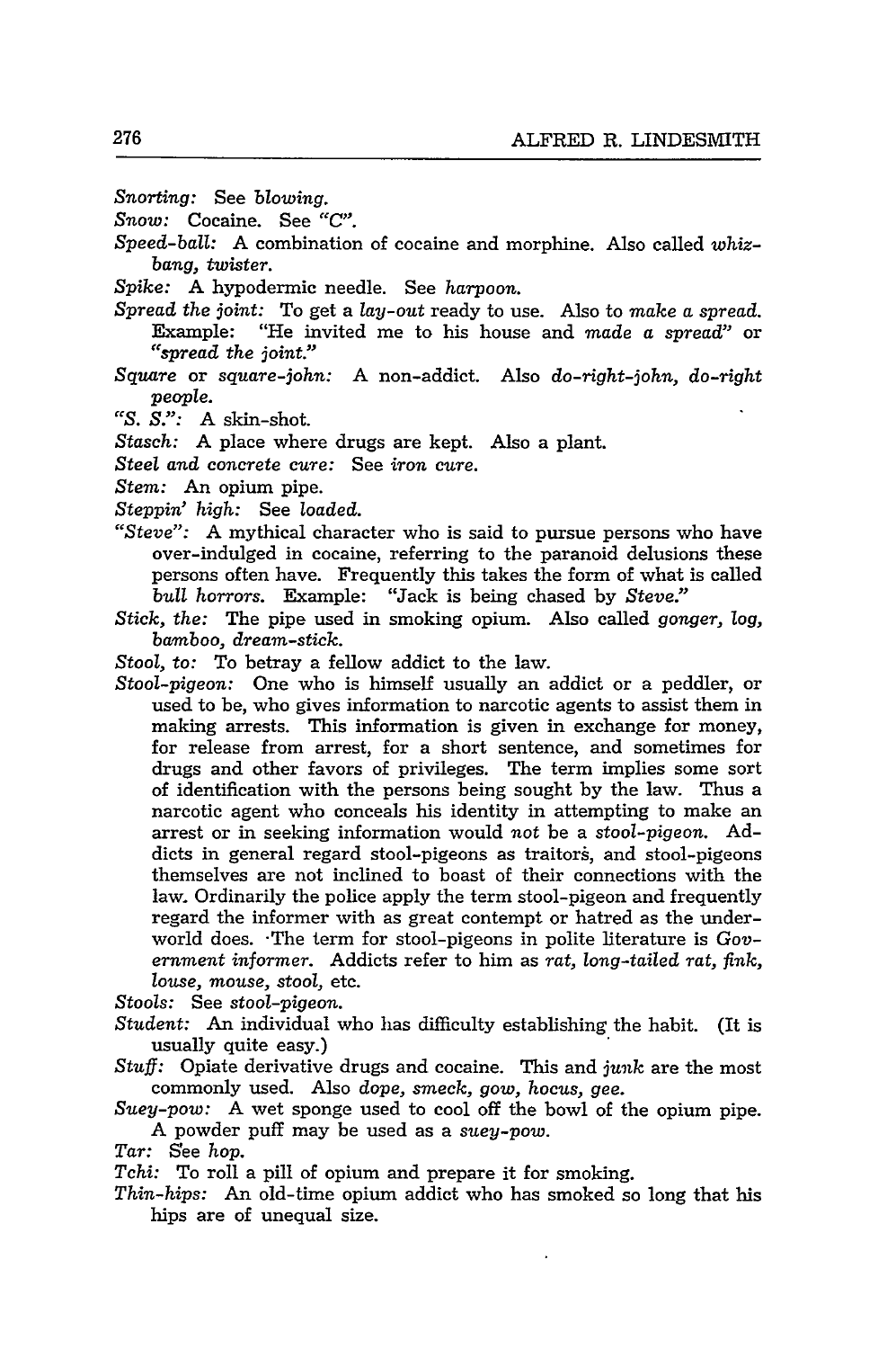*Snorting:* See *blowing.*

*Snow:* Cocaine. See *"C".*

*Speed-ball:* A combination of cocaine and morphine. Also called *whiz-bang, twister.*

*Spike:* A hypodermic needle. See *harpoon.*

*Spread the joint:* To get a *lay-out* ready to use. Also to *make a spread.* Example: "He invited me to his house and *made a spread*" or *"spread the joint."*

*Square* or *square-john:* A non-addict. Also *do-right-john, do-right people.*

*"S. S.":* A skin-shot.

*Stasch:* A place where drugs are kept. Also a plant.

*Steel and concrete cure:* See *iron cure.*

*Stem:* An opium pipe.

*Steppin' high:* See *loaded.*

*"Steve":* A mythical character who is said to pursue persons who have over-indulged in cocaine, referring to the paranoid delusions these persons often have. Frequently this takes the form of what is called *bull horrors.* Example: "Jack is being chased by *Steve.*"

*Stick, the:* The pipe used in smoking opium. Also called *gonger, log, bamboo, dream-stick.*

*Stool, to:* To betray a fellow addict to the law.

*Stool-pigeon:* One who is himself usually an addict or a peddler, or used to be, who gives information to narcotic agents to assist them in making arrests. This information is given in exchange for money, for release from arrest, for a short sentence, and sometimes for drugs and other favors of privileges. The term implies some sort of identification with the persons being sought by the law. Thus a narcotic agent who conceals his identity in attempting to make an arrest or in seeking information would *not* be a *stool-pigeon.* Addicts in general regard stool-pigeons as traitors, and stool-pigeons themselves are not inclined to boast of their connections with the law. Ordinarily the police apply the term stool-pigeon and frequently regard the informer with as great contempt or hatred as the underworld does. The term for stool-pigeons in polite literature is *Government informer.* Addicts refer to him as *rat, long-tailed rat, fink, louse, mouse, stool,* etc.

*Stools:* See *stool-pigeon.*

*Student:* An individual who has difficulty establishing the habit. (It is usually quite easy.)

*Stuff:* Opiate derivative drugs and cocaine. This and *junk* are the most commonly used. Also *dope, smeck, gow, hocus, gee.*

*Suey-pow:* A wet sponge used to cool off the bowl of the opium pipe. A powder puff may be used as a *suey-pow.*

*Tar:* See *hop.*

*Tchi:* To roll a pill of opium and prepare it for smoking.

*Thin-hips:* An old-time opium addict who has smoked so long that his hips are of unequal size.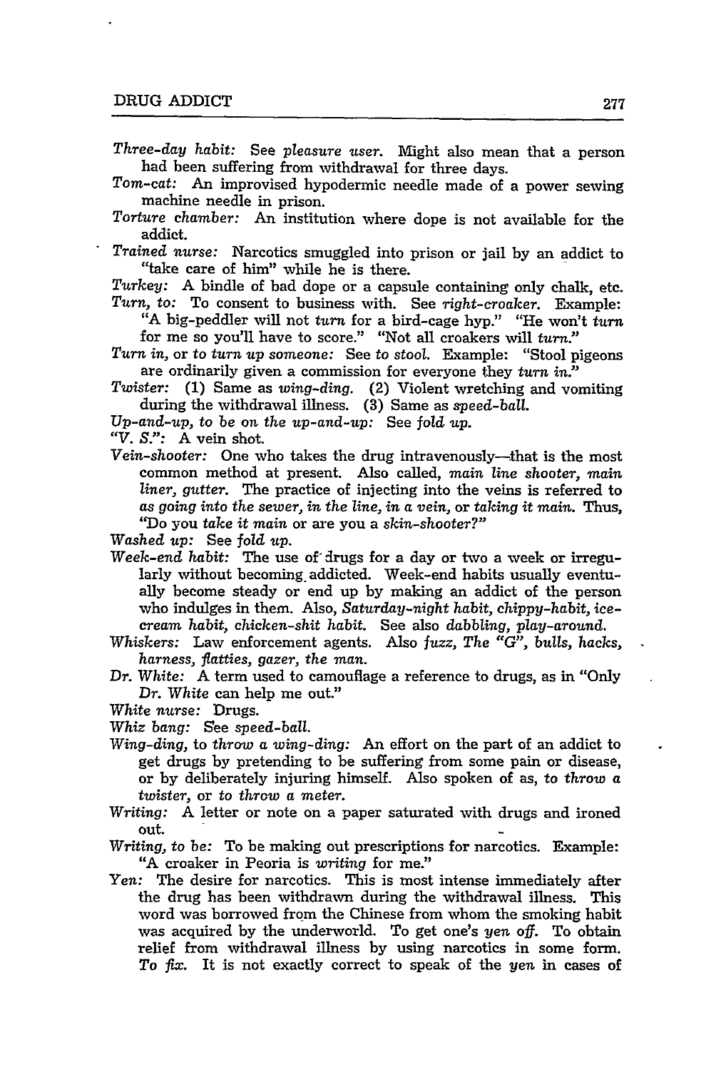*Three-day habit:* See *pleasure user.* Might also mean that a person had been suffering from withdrawal for three days.

*Tom-cat:* An improvised hypodermic needle made of a power sewing machine needle in prison.

*Torture chamber:* An institution where dope is not available for the addict.

*Trained nurse:* Narcotics smuggled into prison or jail by an addict to "take care of him" while he is there.

*Turkey:* A bindle of bad dope or a capsule containing only chalk, etc.

*Turn, to:* To consent to business with. See *right-croaker.* Example: "A big-peddler will not *turn* for a bird-cage hyp." "He won't *turn* for me so you'll have to score." "Not all croakers will *turn.*"

*Turn in,* or *to turn up someone:* See *to stool.* Example: "Stool pigeons are ordinarily given a commission for everyone they *turn in.*"

*Twister:* (1) Same as *wing-ding.* (2) Violent wretching and vomiting during the withdrawal illness. (3) Same as *speed-ball.*

*Up-and-up, to be on the up-and-up:* See *fold up.*

*"V. S.":* A vein shot.

*Vein-shooter:* One who takes the drug intravenously—that is the most common method at present. Also called, *main line shooter, main liner, gutter.* The practice of injecting into the veins is referred to as *going into the sewer, in the line, in a vein,* or *taking it main.* Thus, "Do you *take it main* or are you a *skin-shooter?*"

*Washed up:* See *fold up.*

*Week-end habit:* The use of drugs for a day or two a week or irregularly without becoming addicted. Week-end habits usually eventually become steady or end up by making an addict of the person who indulges in them. Also, *Saturday-night habit, chippy-habit, ice-cream habit, chicken-shit habit.* See also *dabbling, play-around.*

*Whiskers:* Law enforcement agents. Also *fuzz, The "G", bulls, hacks, harness, flatties, gazer, the man.*

*Dr. White:* A term used to camouflage a reference to drugs, as in "Only *Dr. White* can help me out."

*White nurse:* Drugs.

*Whiz bang:* See *speed-ball.*

*Wing-ding, to throw a wing-ding:* An effort on the part of an addict to get drugs by pretending to be suffering from some pain or disease, or by deliberately injuring himself. Also spoken of as, *to throw a twister,* or *to throw a meter.*

*Writing:* A letter or note on a paper saturated with drugs and ironed out.

*Writing, to be:* To be making out prescriptions for narcotics. Example: "A croaker in Peoria is *writing* for me."

*Yen:* The desire for narcotics. This is most intense immediately after the drug has been withdrawn during the withdrawal illness. This word was borrowed from the Chinese from whom the smoking habit was acquired by the underworld. To get one's *yen off.* To obtain relief from withdrawal illness by using narcotics in some form. *To fix.* It is not exactly correct to speak of the *yen* in cases of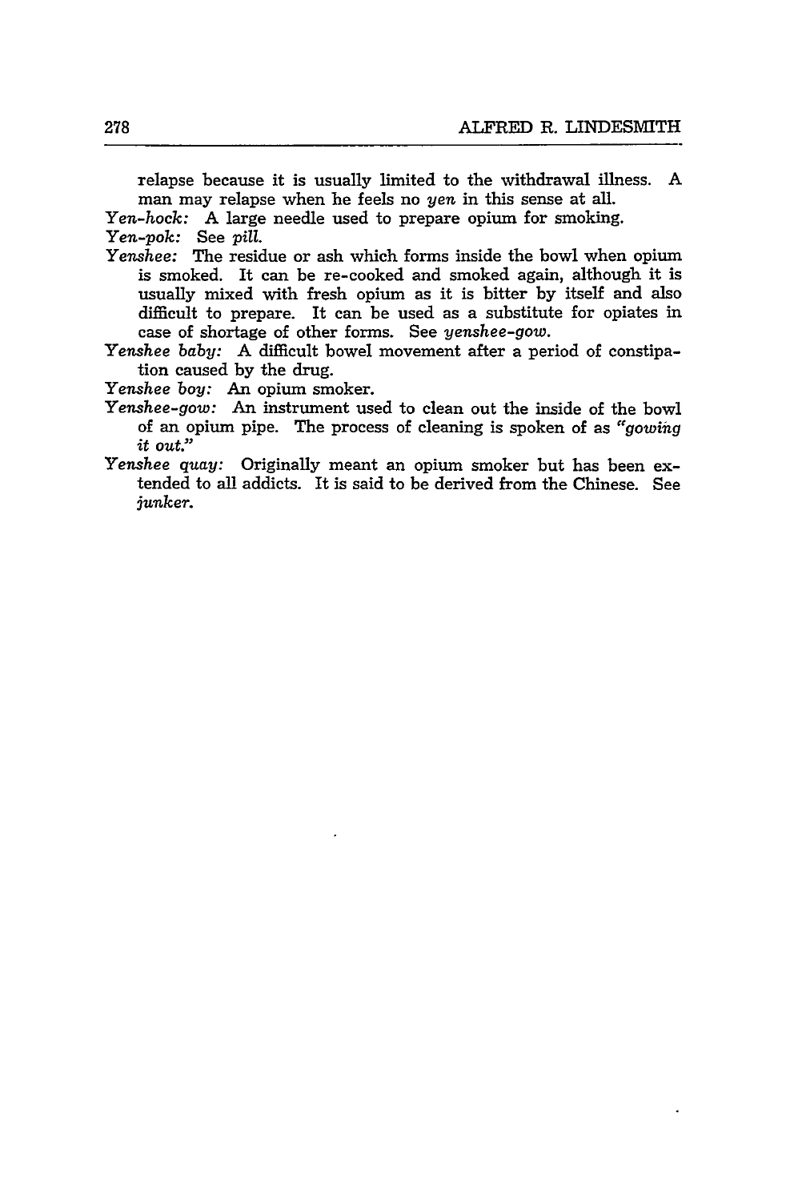relapse because it is usually limited to the withdrawal illness. A man may relapse when he feels no *yen* in this sense at all.

*Yen-hock:* A large needle used to prepare opium for smoking.

*Yen-pok:* See *pill.*

*Yenshee:* The residue or ash which forms inside the bowl when opium is smoked. It can be re-cooked and smoked again, although it is usually mixed with fresh opium as it is bitter by itself and also difficult to prepare. It can be used as a substitute for opiates in case of shortage of other forms. See *yenshee-gow.*

*Yenshee baby:* A difficult bowel movement after a period of constipation caused by the drug.

*Yenshee boy:* An opium smoker.

*Yenshee-gow:* An instrument used to clean out the inside of the bowl of an opium pipe. The process of cleaning is spoken of as *"gowing it out."*

*Yenshee quay:* Originally meant an opium smoker but has been extended to all addicts. It is said to be derived from the Chinese. See *junker.*